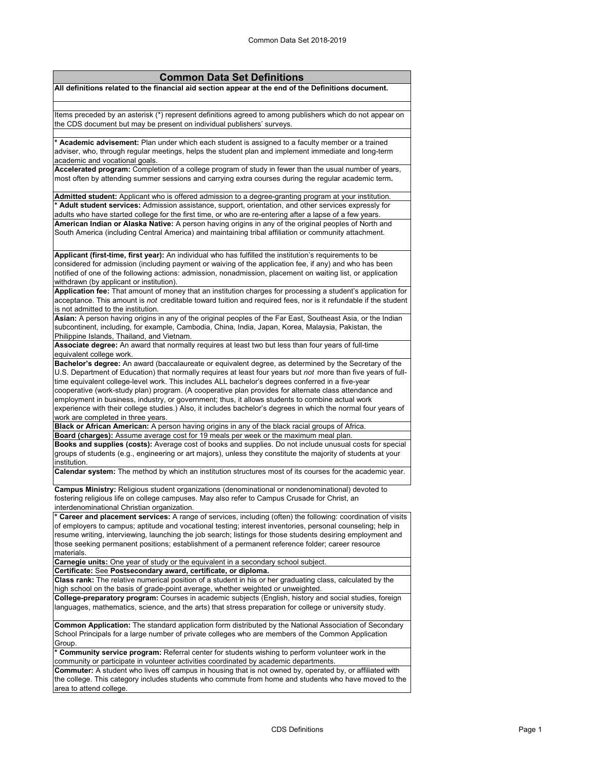# Common Data Set Definitions

**All definitions related to the financial aid section appear at the end of the Definitions document.**

Items preceded by an asterisk (*) represent definitions agreed to among publishers which do not appear on the CDS document but may be present on individual publishers' surveys.

**\* Academic advisement:** Plan under which each student is assigned to a faculty member or a trained adviser, who, through regular meetings, helps the student plan and implement immediate and long-term academic and vocational goals.

**Accelerated program:** Completion of a college program of study in fewer than the usual number of years, most often by attending summer sessions and carrying extra courses during the regular academic term**.**

**Admitted student:** Applicant who is offered admission to a degree-granting program at your institution.

**\* Adult student services:** Admission assistance, support, orientation, and other services expressly for adults who have started college for the first time, or who are re-entering after a lapse of a few years.

**American Indian or Alaska Native:** A person having origins in any of the original peoples of North and South America (including Central America) and maintaining tribal affiliation or community attachment.

**Applicant (first-time, first year):** An individual who has fulfilled the institution's requirements to be considered for admission (including payment or waiving of the application fee, if any) and who has been notified of one of the following actions: admission, nonadmission, placement on waiting list, or application withdrawn (by applicant or institution).

**Application fee:** That amount of money that an institution charges for processing a student's application for acceptance. This amount is *not* creditable toward tuition and required fees, nor is it refundable if the student is not admitted to the institution.

**Asian:** A person having origins in any of the original peoples of the Far East, Southeast Asia, or the Indian subcontinent, including, for example, Cambodia, China, India, Japan, Korea, Malaysia, Pakistan, the Philippine Islands, Thailand, and Vietnam.

**Associate degree:** An award that normally requires at least two but less than four years of full-time equivalent college work.

**Bachelor's degree:** An award (baccalaureate or equivalent degree, as determined by the Secretary of the U.S. Department of Education) that normally requires at least four years but *not* more than five years of full-time equivalent college-level work. This includes ALL bachelor's degrees conferred in a five-year cooperative (work-study plan) program. (A cooperative plan provides for alternate class attendance and employment in business, industry, or government; thus, it allows students to combine actual work experience with their college studies.) Also, it includes bachelor's degrees in which the normal four years of work are completed in three years.

**Black or African American:** A person having origins in any of the black racial groups of Africa.

**Board (charges):** Assume average cost for 19 meals per week or the maximum meal plan.

**Books and supplies (costs):** Average cost of books and supplies. Do not include unusual costs for special groups of students (e.g., engineering or art majors), unless they constitute the majority of students at your institution.

**Calendar system:** The method by which an institution structures most of its courses for the academic year.

**Campus Ministry:** Religious student organizations (denominational or nondenominational) devoted to fostering religious life on college campuses. May also refer to Campus Crusade for Christ, an interdenominational Christian organization.

**\* Career and placement services:** A range of services, including (often) the following: coordination of visits of employers to campus; aptitude and vocational testing; interest inventories, personal counseling; help in resume writing, interviewing, launching the job search; listings for those students desiring employment and those seeking permanent positions; establishment of a permanent reference folder; career resource materials.

**Carnegie units:** One year of study or the equivalent in a secondary school subject.

**Certificate:** See **Postsecondary award, certificate, or diploma.**

**Class rank:** The relative numerical position of a student in his or her graduating class, calculated by the high school on the basis of grade-point average, whether weighted or unweighted.

**College-preparatory program:** Courses in academic subjects (English, history and social studies, foreign languages, mathematics, science, and the arts) that stress preparation for college or university study.

**Common Application:** The standard application form distributed by the National Association of Secondary School Principals for a large number of private colleges who are members of the Common Application Group.

**\* Community service program:** Referral center for students wishing to perform volunteer work in the community or participate in volunteer activities coordinated by academic departments.

**Commuter:** A student who lives off campus in housing that is not owned by, operated by, or affiliated with the college. This category includes students who commute from home and students who have moved to the area to attend college.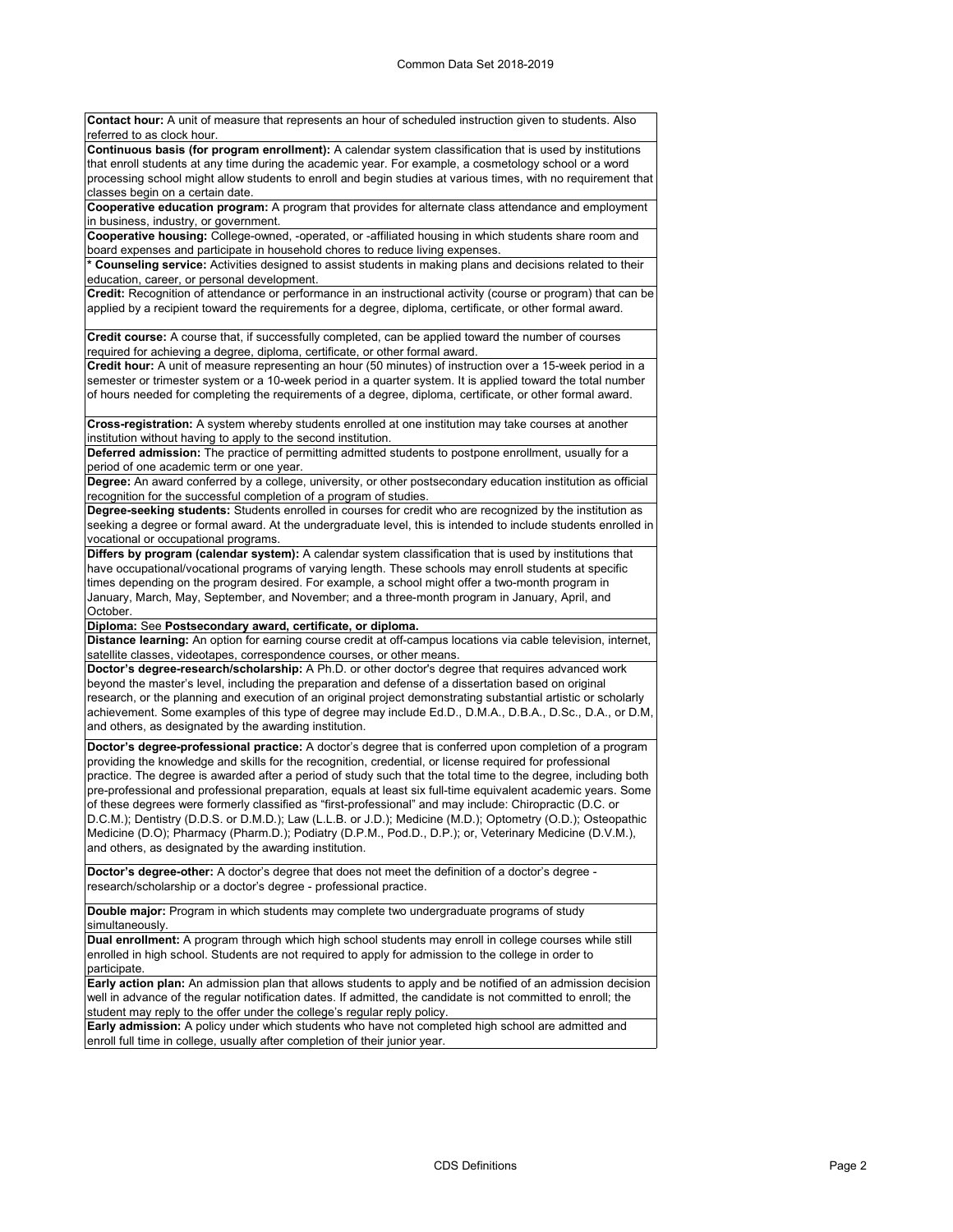**Contact hour:** A unit of measure that represents an hour of scheduled instruction given to students. Also referred to as clock hour.

**Continuous basis (for program enrollment):** A calendar system classification that is used by institutions that enroll students at any time during the academic year. For example, a cosmetology school or a word processing school might allow students to enroll and begin studies at various times, with no requirement that classes begin on a certain date.

**Cooperative education program:** A program that provides for alternate class attendance and employment in business, industry, or government.

**Cooperative housing:** College-owned, -operated, or -affiliated housing in which students share room and board expenses and participate in household chores to reduce living expenses.

* **Counseling service:** Activities designed to assist students in making plans and decisions related to their education, career, or personal development.

**Credit:** Recognition of attendance or performance in an instructional activity (course or program) that can be applied by a recipient toward the requirements for a degree, diploma, certificate, or other formal award.

**Credit course:** A course that, if successfully completed, can be applied toward the number of courses required for achieving a degree, diploma, certificate, or other formal award.

**Credit hour:** A unit of measure representing an hour (50 minutes) of instruction over a 15-week period in a semester or trimester system or a 10-week period in a quarter system. It is applied toward the total number of hours needed for completing the requirements of a degree, diploma, certificate, or other formal award.

**Cross-registration:** A system whereby students enrolled at one institution may take courses at another institution without having to apply to the second institution.

**Deferred admission:** The practice of permitting admitted students to postpone enrollment, usually for a period of one academic term or one year.

**Degree:** An award conferred by a college, university, or other postsecondary education institution as official recognition for the successful completion of a program of studies.

**Degree-seeking students:** Students enrolled in courses for credit who are recognized by the institution as seeking a degree or formal award. At the undergraduate level, this is intended to include students enrolled in vocational or occupational programs.

**Differs by program (calendar system):** A calendar system classification that is used by institutions that have occupational/vocational programs of varying length. These schools may enroll students at specific times depending on the program desired. For example, a school might offer a two-month program in January, March, May, September, and November; and a three-month program in January, April, and October.

**Diploma:** See **Postsecondary award, certificate, or diploma.**

**Distance learning:** An option for earning course credit at off-campus locations via cable television, internet, satellite classes, videotapes, correspondence courses, or other means.

**Doctor's degree-research/scholarship:** A Ph.D. or other doctor's degree that requires advanced work beyond the master's level, including the preparation and defense of a dissertation based on original research, or the planning and execution of an original project demonstrating substantial artistic or scholarly achievement. Some examples of this type of degree may include Ed.D., D.M.A., D.B.A., D.Sc., D.A., or D.M, and others, as designated by the awarding institution.

**Doctor's degree-professional practice:** A doctor's degree that is conferred upon completion of a program providing the knowledge and skills for the recognition, credential, or license required for professional practice. The degree is awarded after a period of study such that the total time to the degree, including both pre-professional and professional preparation, equals at least six full-time equivalent academic years. Some of these degrees were formerly classified as "first-professional" and may include: Chiropractic (D.C. or D.C.M.); Dentistry (D.D.S. or D.M.D.); Law (L.L.B. or J.D.); Medicine (M.D.); Optometry (O.D.); Osteopathic Medicine (D.O); Pharmacy (Pharm.D.); Podiatry (D.P.M., Pod.D., D.P.); or, Veterinary Medicine (D.V.M.), and others, as designated by the awarding institution.

**Doctor's degree-other:** A doctor's degree that does not meet the definition of a doctor's degree - research/scholarship or a doctor's degree - professional practice.

**Double major:** Program in which students may complete two undergraduate programs of study simultaneously.

**Dual enrollment:** A program through which high school students may enroll in college courses while still enrolled in high school. Students are not required to apply for admission to the college in order to participate.

**Early action plan:** An admission plan that allows students to apply and be notified of an admission decision well in advance of the regular notification dates. If admitted, the candidate is not committed to enroll; the student may reply to the offer under the college's regular reply policy.

**Early admission:** A policy under which students who have not completed high school are admitted and enroll full time in college, usually after completion of their junior year.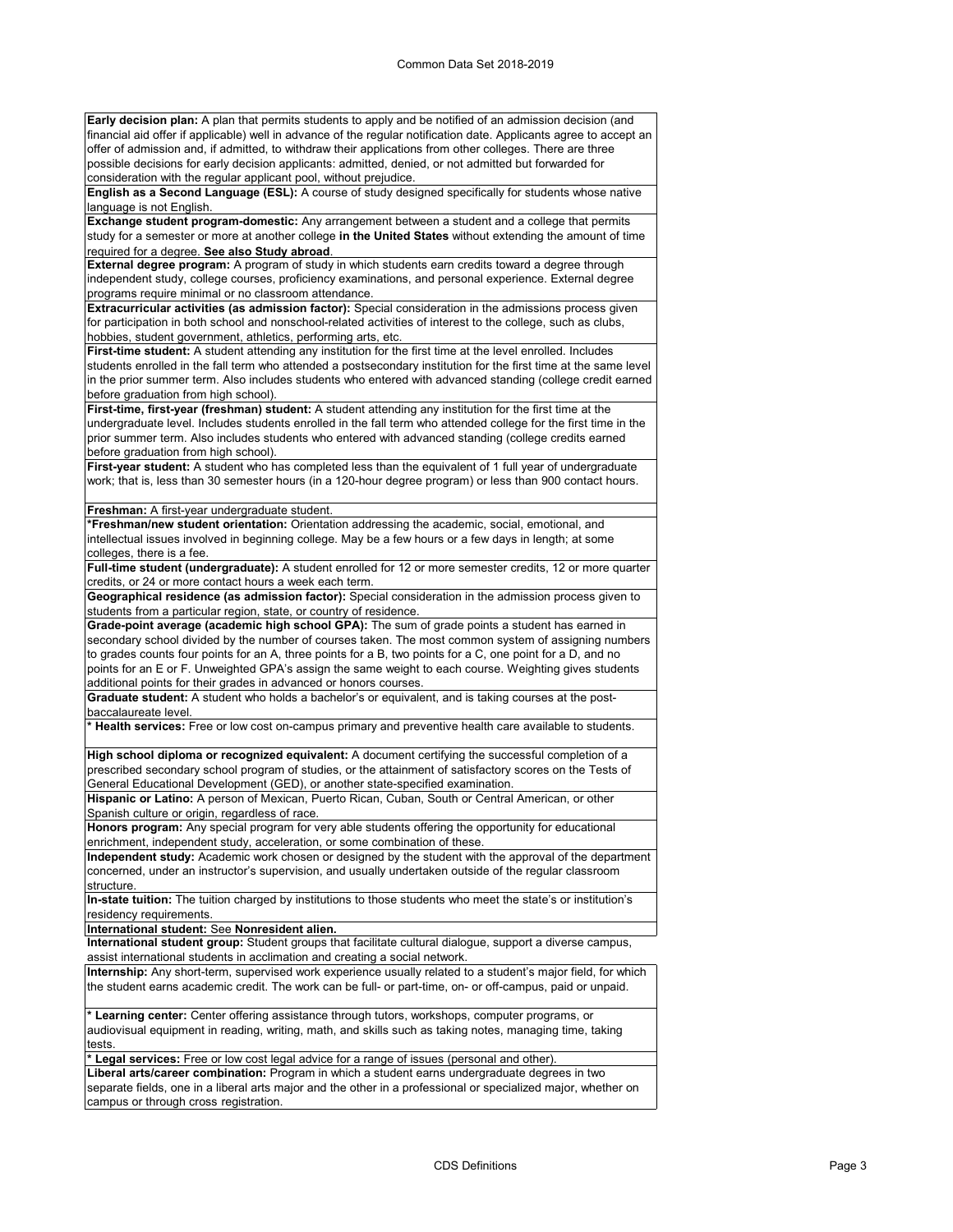**Early decision plan:** A plan that permits students to apply and be notified of an admission decision (and financial aid offer if applicable) well in advance of the regular notification date. Applicants agree to accept an offer of admission and, if admitted, to withdraw their applications from other colleges. There are three possible decisions for early decision applicants: admitted, denied, or not admitted but forwarded for consideration with the regular applicant pool, without prejudice.

**English as a Second Language (ESL):** A course of study designed specifically for students whose native language is not English.

**Exchange student program-domestic:** Any arrangement between a student and a college that permits study for a semester or more at another college **in the United States** without extending the amount of time required for a degree. **See also Study abroad**.

**External degree program:** A program of study in which students earn credits toward a degree through independent study, college courses, proficiency examinations, and personal experience. External degree programs require minimal or no classroom attendance.

**Extracurricular activities (as admission factor):** Special consideration in the admissions process given for participation in both school and nonschool-related activities of interest to the college, such as clubs, hobbies, student government, athletics, performing arts, etc.

**First-time student:** A student attending any institution for the first time at the level enrolled. Includes students enrolled in the fall term who attended a postsecondary institution for the first time at the same level in the prior summer term. Also includes students who entered with advanced standing (college credit earned before graduation from high school).

**First-time, first-year (freshman) student:** A student attending any institution for the first time at the undergraduate level. Includes students enrolled in the fall term who attended college for the first time in the prior summer term. Also includes students who entered with advanced standing (college credits earned before graduation from high school).

**First-year student:** A student who has completed less than the equivalent of 1 full year of undergraduate work; that is, less than 30 semester hours (in a 120-hour degree program) or less than 900 contact hours.

**Freshman:** A first-year undergraduate student.

**\*Freshman/new student orientation:** Orientation addressing the academic, social, emotional, and intellectual issues involved in beginning college. May be a few hours or a few days in length; at some colleges, there is a fee.

**Full-time student (undergraduate):** A student enrolled for 12 or more semester credits, 12 or more quarter credits, or 24 or more contact hours a week each term.

**Geographical residence (as admission factor):** Special consideration in the admission process given to students from a particular region, state, or country of residence.

**Grade-point average (academic high school GPA):** The sum of grade points a student has earned in secondary school divided by the number of courses taken. The most common system of assigning numbers to grades counts four points for an A, three points for a B, two points for a C, one point for a D, and no points for an E or F. Unweighted GPA's assign the same weight to each course. Weighting gives students additional points for their grades in advanced or honors courses.

**Graduate student:** A student who holds a bachelor's or equivalent, and is taking courses at the post-baccalaureate level.

**\* Health services:** Free or low cost on-campus primary and preventive health care available to students.

**High school diploma or recognized equivalent:** A document certifying the successful completion of a prescribed secondary school program of studies, or the attainment of satisfactory scores on the Tests of General Educational Development (GED), or another state-specified examination.

**Hispanic or Latino:** A person of Mexican, Puerto Rican, Cuban, South or Central American, or other Spanish culture or origin, regardless of race.

**Honors program:** Any special program for very able students offering the opportunity for educational enrichment, independent study, acceleration, or some combination of these.

**Independent study:** Academic work chosen or designed by the student with the approval of the department concerned, under an instructor's supervision, and usually undertaken outside of the regular classroom structure.

**In-state tuition:** The tuition charged by institutions to those students who meet the state's or institution's residency requirements.

**International student:** See **Nonresident alien.**

**International student group:** Student groups that facilitate cultural dialogue, support a diverse campus, assist international students in acclimation and creating a social network.

**Internship:** Any short-term, supervised work experience usually related to a student's major field, for which the student earns academic credit. The work can be full- or part-time, on- or off-campus, paid or unpaid.

**\* Learning center:** Center offering assistance through tutors, workshops, computer programs, or audiovisual equipment in reading, writing, math, and skills such as taking notes, managing time, taking tests.

**\* Legal services:** Free or low cost legal advice for a range of issues (personal and other).

**Liberal arts/career combination:** Program in which a student earns undergraduate degrees in two separate fields, one in a liberal arts major and the other in a professional or specialized major, whether on campus or through cross registration.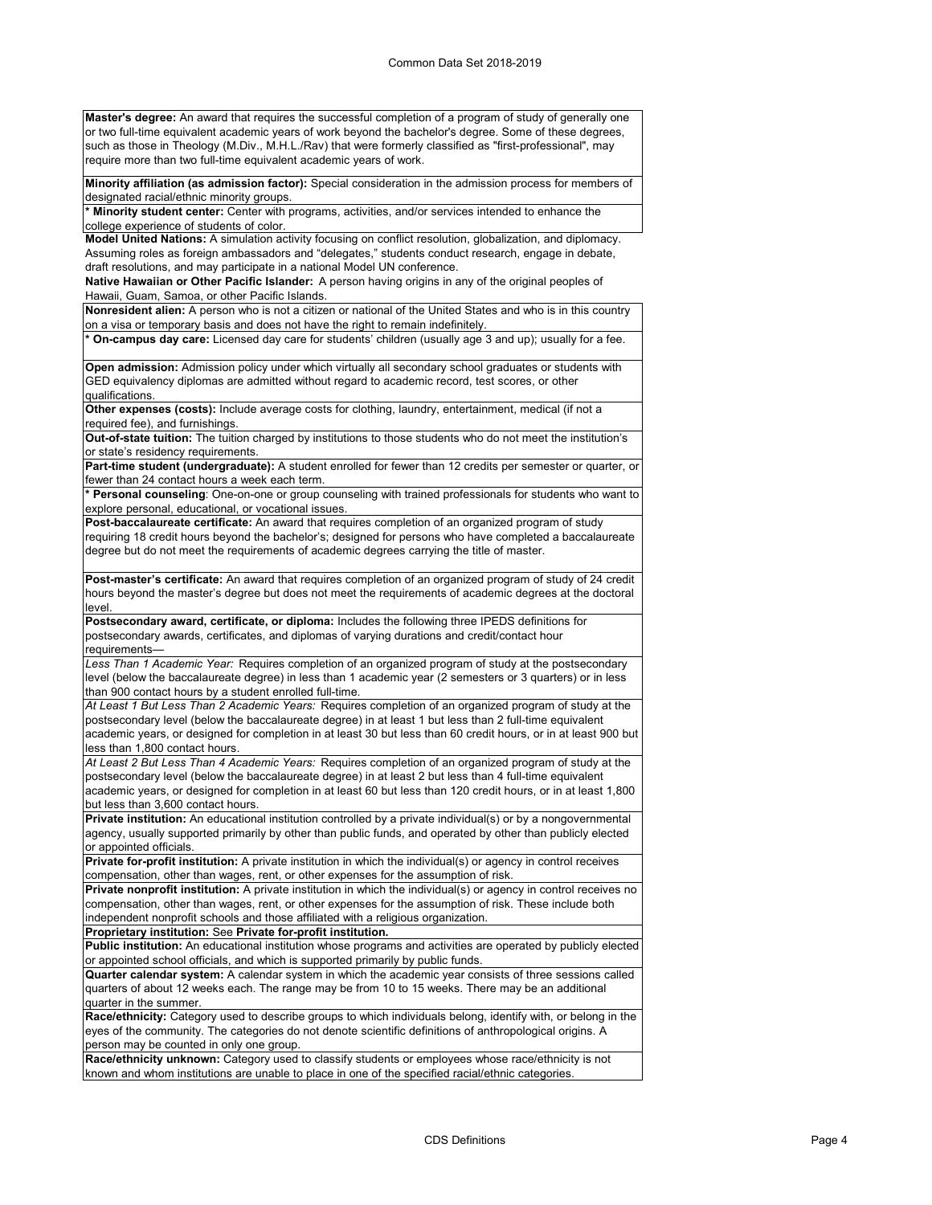**Master's degree:** An award that requires the successful completion of a program of study of generally one or two full-time equivalent academic years of work beyond the bachelor's degree. Some of these degrees, such as those in Theology (M.Div., M.H.L./Rav) that were formerly classified as "first-professional", may require more than two full-time equivalent academic years of work.

**Minority affiliation (as admission factor):** Special consideration in the admission process for members of designated racial/ethnic minority groups.

\* **Minority student center:** Center with programs, activities, and/or services intended to enhance the college experience of students of color.

**Model United Nations:** A simulation activity focusing on conflict resolution, globalization, and diplomacy. Assuming roles as foreign ambassadors and "delegates," students conduct research, engage in debate, draft resolutions, and may participate in a national Model UN conference.

**Native Hawaiian or Other Pacific Islander:** A person having origins in any of the original peoples of Hawaii, Guam, Samoa, or other Pacific Islands.

**Nonresident alien:** A person who is not a citizen or national of the United States and who is in this country on a visa or temporary basis and does not have the right to remain indefinitely.

\* **On-campus day care:** Licensed day care for students' children (usually age 3 and up); usually for a fee.

**Open admission:** Admission policy under which virtually all secondary school graduates or students with GED equivalency diplomas are admitted without regard to academic record, test scores, or other qualifications.

**Other expenses (costs):** Include average costs for clothing, laundry, entertainment, medical (if not a required fee), and furnishings.

**Out-of-state tuition:** The tuition charged by institutions to those students who do not meet the institution's or state's residency requirements.

**Part-time student (undergraduate):** A student enrolled for fewer than 12 credits per semester or quarter, or fewer than 24 contact hours a week each term.

\* **Personal counseling**: One-on-one or group counseling with trained professionals for students who want to explore personal, educational, or vocational issues.

**Post-baccalaureate certificate:** An award that requires completion of an organized program of study requiring 18 credit hours beyond the bachelor's; designed for persons who have completed a baccalaureate degree but do not meet the requirements of academic degrees carrying the title of master.

**Post-master's certificate:** An award that requires completion of an organized program of study of 24 credit hours beyond the master's degree but does not meet the requirements of academic degrees at the doctoral level.

**Postsecondary award, certificate, or diploma:** Includes the following three IPEDS definitions for postsecondary awards, certificates, and diplomas of varying durations and credit/contact hour requirements—

*Less Than 1 Academic Year:* Requires completion of an organized program of study at the postsecondary level (below the baccalaureate degree) in less than 1 academic year (2 semesters or 3 quarters) or in less than 900 contact hours by a student enrolled full-time.

*At Least 1 But Less Than 2 Academic Years:* Requires completion of an organized program of study at the postsecondary level (below the baccalaureate degree) in at least 1 but less than 2 full-time equivalent academic years, or designed for completion in at least 30 but less than 60 credit hours, or in at least 900 but less than 1,800 contact hours.

*At Least 2 But Less Than 4 Academic Years:* Requires completion of an organized program of study at the postsecondary level (below the baccalaureate degree) in at least 2 but less than 4 full-time equivalent academic years, or designed for completion in at least 60 but less than 120 credit hours, or in at least 1,800 but less than 3,600 contact hours.

**Private institution:** An educational institution controlled by a private individual(s) or by a nongovernmental agency, usually supported primarily by other than public funds, and operated by other than publicly elected or appointed officials.

**Private for-profit institution:** A private institution in which the individual(s) or agency in control receives compensation, other than wages, rent, or other expenses for the assumption of risk.

**Private nonprofit institution:** A private institution in which the individual(s) or agency in control receives no compensation, other than wages, rent, or other expenses for the assumption of risk. These include both independent nonprofit schools and those affiliated with a religious organization.

**Proprietary institution:** See **Private for-profit institution.**

**Public institution:** An educational institution whose programs and activities are operated by publicly elected or appointed school officials, and which is supported primarily by public funds.

**Quarter calendar system:** A calendar system in which the academic year consists of three sessions called quarters of about 12 weeks each. The range may be from 10 to 15 weeks. There may be an additional quarter in the summer.

**Race/ethnicity:** Category used to describe groups to which individuals belong, identify with, or belong in the eyes of the community. The categories do not denote scientific definitions of anthropological origins. A person may be counted in only one group.

**Race/ethnicity unknown:** Category used to classify students or employees whose race/ethnicity is not known and whom institutions are unable to place in one of the specified racial/ethnic categories.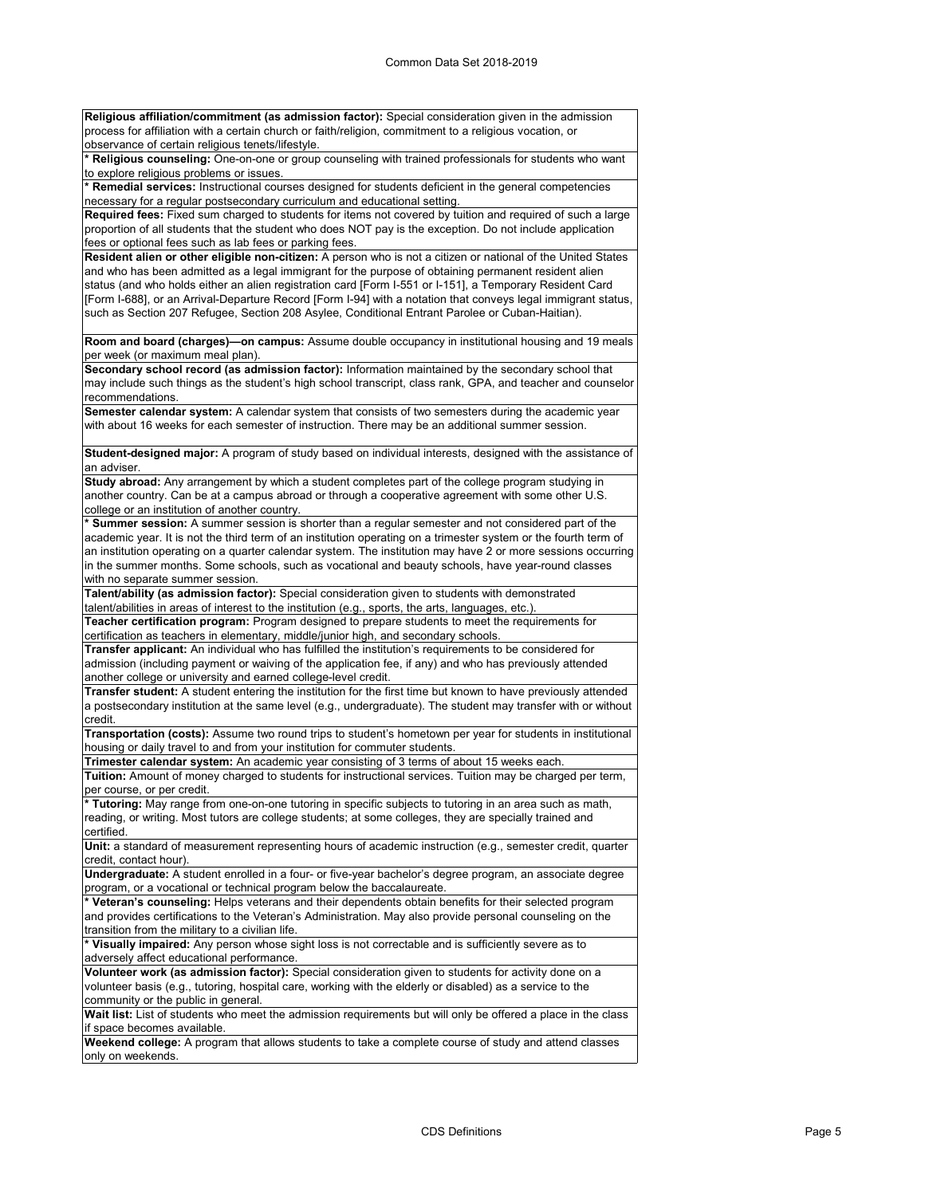**Religious affiliation/commitment (as admission factor):** Special consideration given in the admission process for affiliation with a certain church or faith/religion, commitment to a religious vocation, or observance of certain religious tenets/lifestyle.

* **Religious counseling:** One-on-one or group counseling with trained professionals for students who want to explore religious problems or issues.

* **Remedial services:** Instructional courses designed for students deficient in the general competencies necessary for a regular postsecondary curriculum and educational setting.

**Required fees:** Fixed sum charged to students for items not covered by tuition and required of such a large proportion of all students that the student who does NOT pay is the exception. Do not include application fees or optional fees such as lab fees or parking fees.

**Resident alien or other eligible non-citizen:** A person who is not a citizen or national of the United States and who has been admitted as a legal immigrant for the purpose of obtaining permanent resident alien status (and who holds either an alien registration card [Form I-551 or I-151], a Temporary Resident Card [Form I-688], or an Arrival-Departure Record [Form I-94] with a notation that conveys legal immigrant status, such as Section 207 Refugee, Section 208 Asylee, Conditional Entrant Parolee or Cuban-Haitian).

**Room and board (charges)—on campus:** Assume double occupancy in institutional housing and 19 meals per week (or maximum meal plan).

**Secondary school record (as admission factor):** Information maintained by the secondary school that may include such things as the student's high school transcript, class rank, GPA, and teacher and counselor recommendations.

**Semester calendar system:** A calendar system that consists of two semesters during the academic year with about 16 weeks for each semester of instruction. There may be an additional summer session.

**Student-designed major:** A program of study based on individual interests, designed with the assistance of an adviser.

**Study abroad:** Any arrangement by which a student completes part of the college program studying in another country. Can be at a campus abroad or through a cooperative agreement with some other U.S. college or an institution of another country.

* **Summer session:** A summer session is shorter than a regular semester and not considered part of the academic year. It is not the third term of an institution operating on a trimester system or the fourth term of an institution operating on a quarter calendar system. The institution may have 2 or more sessions occurring in the summer months. Some schools, such as vocational and beauty schools, have year-round classes with no separate summer session.

**Talent/ability (as admission factor):** Special consideration given to students with demonstrated talent/abilities in areas of interest to the institution (e.g., sports, the arts, languages, etc.).

**Teacher certification program:** Program designed to prepare students to meet the requirements for certification as teachers in elementary, middle/junior high, and secondary schools.

**Transfer applicant:** An individual who has fulfilled the institution's requirements to be considered for admission (including payment or waiving of the application fee, if any) and who has previously attended another college or university and earned college-level credit.

**Transfer student:** A student entering the institution for the first time but known to have previously attended a postsecondary institution at the same level (e.g., undergraduate). The student may transfer with or without credit.

**Transportation (costs):** Assume two round trips to student's hometown per year for students in institutional housing or daily travel to and from your institution for commuter students.

**Trimester calendar system:** An academic year consisting of 3 terms of about 15 weeks each.

**Tuition:** Amount of money charged to students for instructional services. Tuition may be charged per term, per course, or per credit.

* **Tutoring:** May range from one-on-one tutoring in specific subjects to tutoring in an area such as math, reading, or writing. Most tutors are college students; at some colleges, they are specially trained and certified.

**Unit:** a standard of measurement representing hours of academic instruction (e.g., semester credit, quarter credit, contact hour).

**Undergraduate:** A student enrolled in a four- or five-year bachelor's degree program, an associate degree program, or a vocational or technical program below the baccalaureate.

* **Veteran's counseling:** Helps veterans and their dependents obtain benefits for their selected program and provides certifications to the Veteran's Administration. May also provide personal counseling on the transition from the military to a civilian life.

* **Visually impaired:** Any person whose sight loss is not correctable and is sufficiently severe as to adversely affect educational performance.

**Volunteer work (as admission factor):** Special consideration given to students for activity done on a volunteer basis (e.g., tutoring, hospital care, working with the elderly or disabled) as a service to the community or the public in general.

**Wait list:** List of students who meet the admission requirements but will only be offered a place in the class if space becomes available.

**Weekend college:** A program that allows students to take a complete course of study and attend classes only on weekends.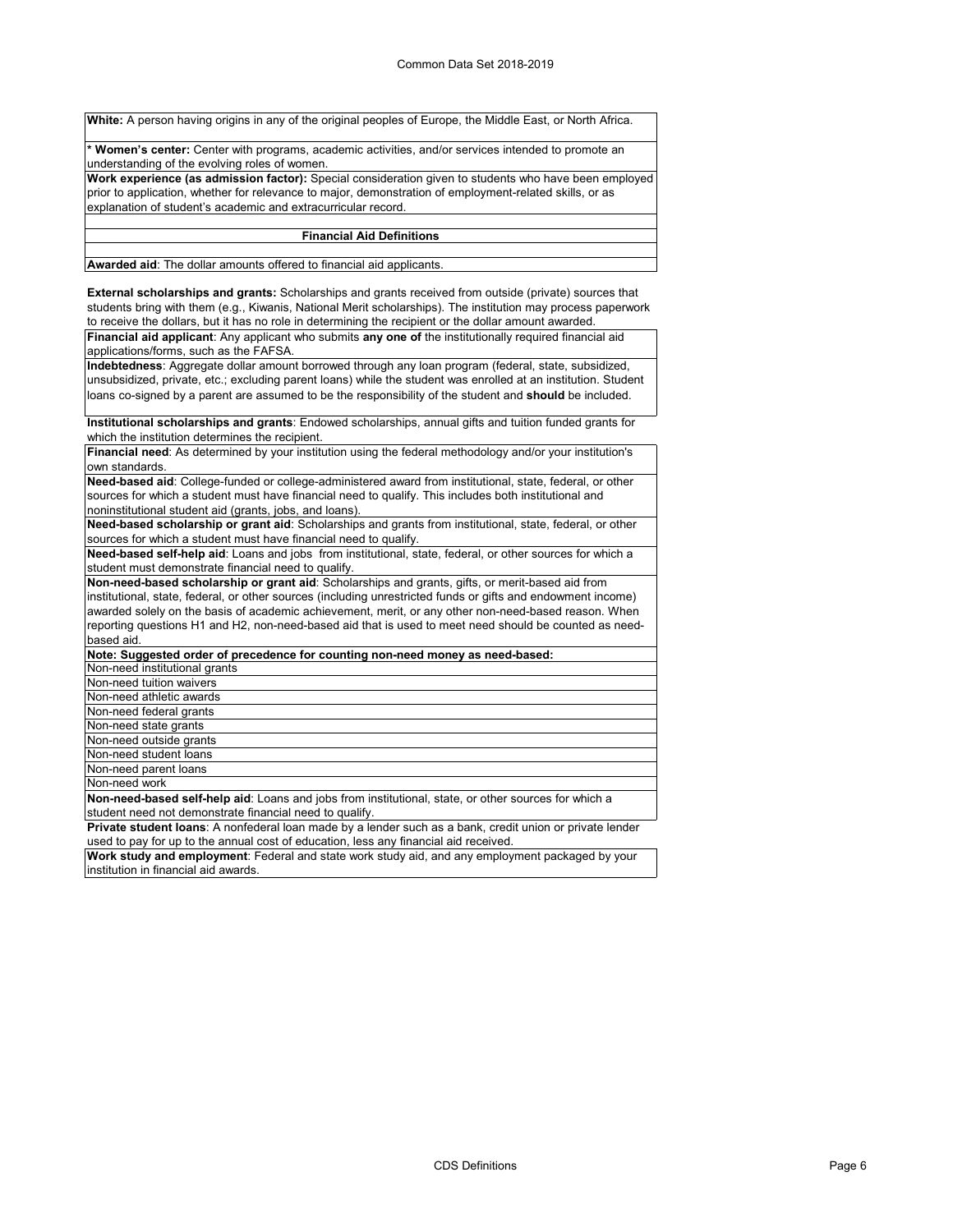**White:** A person having origins in any of the original peoples of Europe, the Middle East, or North Africa.

* **Women's center:** Center with programs, academic activities, and/or services intended to promote an understanding of the evolving roles of women.

**Work experience (as admission factor):** Special consideration given to students who have been employed prior to application, whether for relevance to major, demonstration of employment-related skills, or as explanation of student's academic and extracurricular record.

## Financial Aid Definitions

**Awarded aid**: The dollar amounts offered to financial aid applicants.

**External scholarships and grants:** Scholarships and grants received from outside (private) sources that students bring with them (e.g., Kiwanis, National Merit scholarships). The institution may process paperwork to receive the dollars, but it has no role in determining the recipient or the dollar amount awarded.

**Financial aid applicant**: Any applicant who submits **any one of** the institutionally required financial aid applications/forms, such as the FAFSA.

**Indebtedness**: Aggregate dollar amount borrowed through any loan program (federal, state, subsidized, unsubsidized, private, etc.; excluding parent loans) while the student was enrolled at an institution. Student loans co-signed by a parent are assumed to be the responsibility of the student and **should** be included.

**Institutional scholarships and grants**: Endowed scholarships, annual gifts and tuition funded grants for which the institution determines the recipient.

**Financial need**: As determined by your institution using the federal methodology and/or your institution's own standards.

**Need-based aid**: College-funded or college-administered award from institutional, state, federal, or other sources for which a student must have financial need to qualify. This includes both institutional and noninstitutional student aid (grants, jobs, and loans).

**Need-based scholarship or grant aid**: Scholarships and grants from institutional, state, federal, or other sources for which a student must have financial need to qualify.

**Need-based self-help aid**: Loans and jobs from institutional, state, federal, or other sources for which a student must demonstrate financial need to qualify.

**Non-need-based scholarship or grant aid**: Scholarships and grants, gifts, or merit-based aid from institutional, state, federal, or other sources (including unrestricted funds or gifts and endowment income) awarded solely on the basis of academic achievement, merit, or any other non-need-based reason. When reporting questions H1 and H2, non-need-based aid that is used to meet need should be counted as need-based aid.

**Note: Suggested order of precedence for counting non-need money as need-based:**

- Non-need institutional grants
- Non-need tuition waivers
- Non-need athletic awards
- Non-need federal grants
- Non-need state grants
- Non-need outside grants
- Non-need student loans
- Non-need parent loans
- Non-need work

**Non-need-based self-help aid**: Loans and jobs from institutional, state, or other sources for which a student need not demonstrate financial need to qualify.

**Private student loans**: A nonfederal loan made by a lender such as a bank, credit union or private lender used to pay for up to the annual cost of education, less any financial aid received.

**Work study and employment**: Federal and state work study aid, and any employment packaged by your institution in financial aid awards.